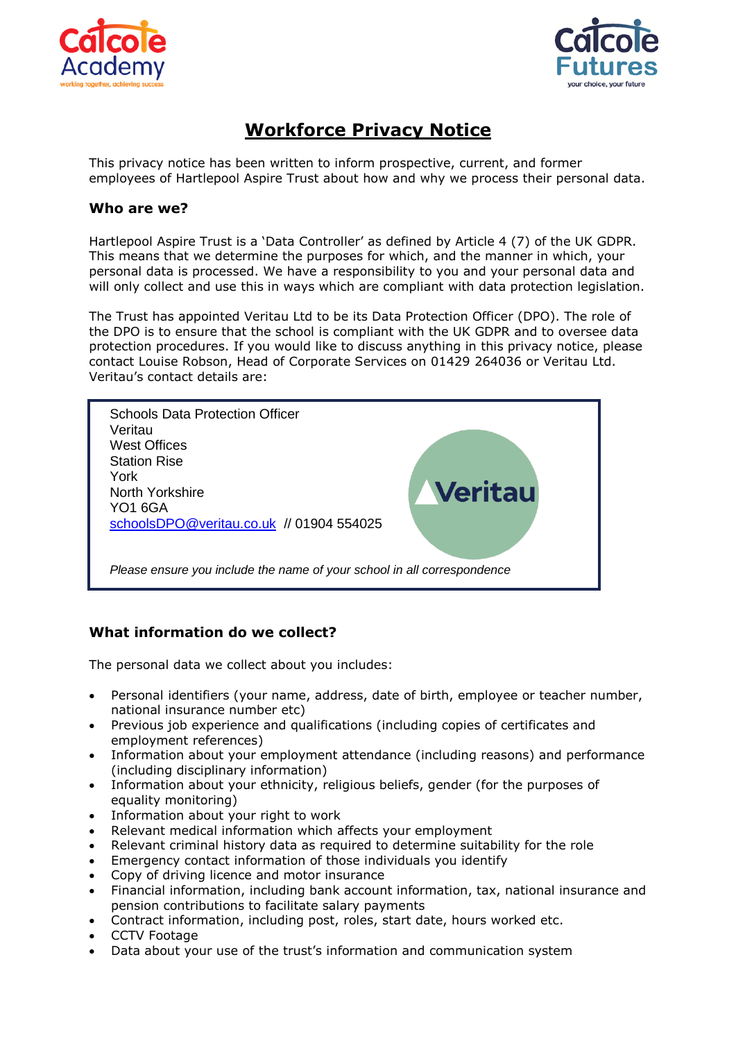# Workforce Privacy Notice

This privacy notice has been written to inform prospective, current, and former employees of Hartlepool Aspire Trust about how and why we process their personal data.

### Who are we?

Hartlepool Aspire Trust is a 'Data Controller' as defined by Article 4 (7) of the UK GDPR. This means that we determine the purposes for which, and the manner in which, your personal data is processed. We have a responsibility to you and your personal data and will only collect and use this in ways which are compliant with data protection legislation.

The Trust has appointed Veritau Ltd to be its Data Protection Officer (DPO). The role of the DPO is to ensure that the school is compliant with the UK GDPR and to oversee data protection procedures. If you would like to discuss anything in this privacy notice, please contact Louise Robson, Head of Corporate Services on 01429 264036 or Veritau Ltd. Veritau's contact details are:

Schools Data Protection Officer
Veritau
West Offices
Station Rise
York
North Yorkshire
YO1 6GA
schoolsDPO@veritau.co.uk // 01904 554025

*Please ensure you include the name of your school in all correspondence*

### What information do we collect?

The personal data we collect about you includes:

- Personal identifiers (your name, address, date of birth, employee or teacher number, national insurance number etc)
- Previous job experience and qualifications (including copies of certificates and employment references)
- Information about your employment attendance (including reasons) and performance (including disciplinary information)
- Information about your ethnicity, religious beliefs, gender (for the purposes of equality monitoring)
- Information about your right to work
- Relevant medical information which affects your employment
- Relevant criminal history data as required to determine suitability for the role
- Emergency contact information of those individuals you identify
- Copy of driving licence and motor insurance
- Financial information, including bank account information, tax, national insurance and pension contributions to facilitate salary payments
- Contract information, including post, roles, start date, hours worked etc.
- CCTV Footage
- Data about your use of the trust's information and communication system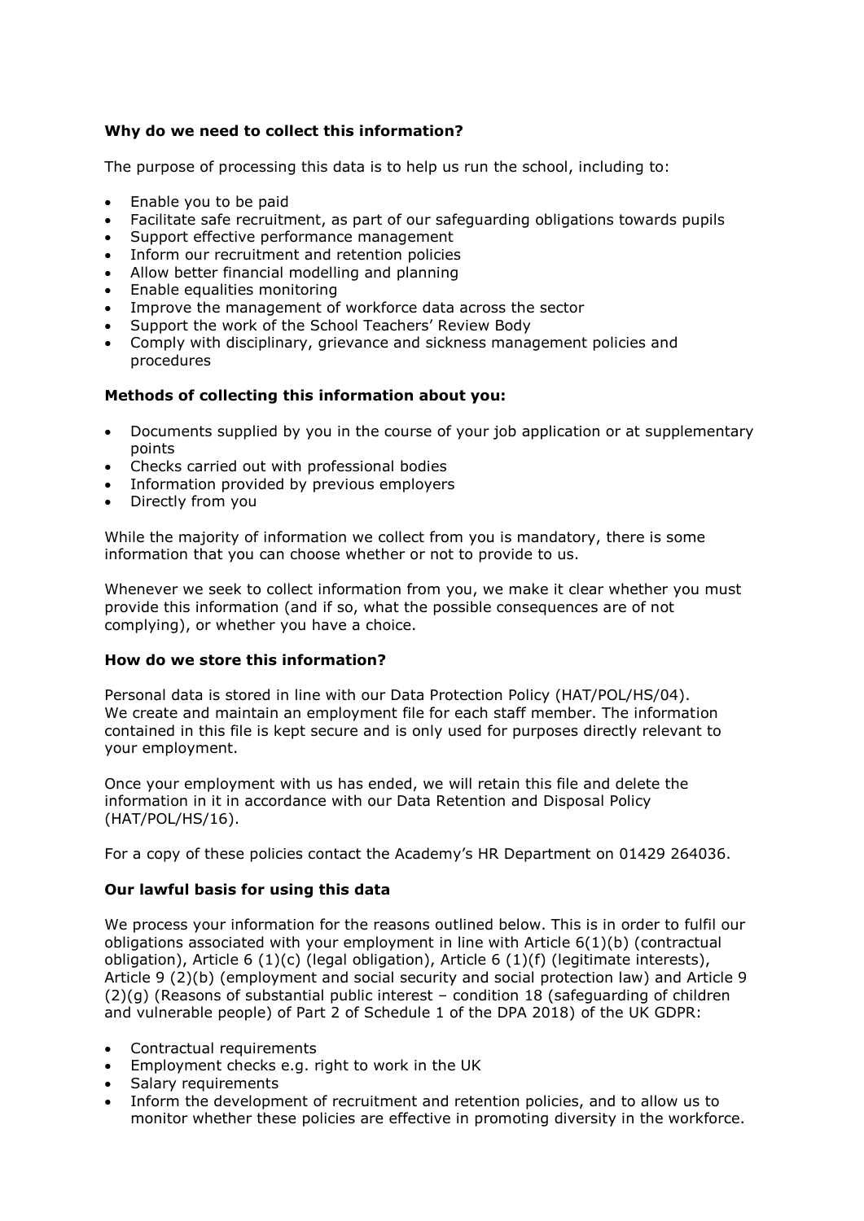**Why do we need to collect this information?**

The purpose of processing this data is to help us run the school, including to:

- Enable you to be paid
- Facilitate safe recruitment, as part of our safeguarding obligations towards pupils
- Support effective performance management
- Inform our recruitment and retention policies
- Allow better financial modelling and planning
- Enable equalities monitoring
- Improve the management of workforce data across the sector
- Support the work of the School Teachers' Review Body
- Comply with disciplinary, grievance and sickness management policies and procedures

**Methods of collecting this information about you:**

- Documents supplied by you in the course of your job application or at supplementary points
- Checks carried out with professional bodies
- Information provided by previous employers
- Directly from you

While the majority of information we collect from you is mandatory, there is some information that you can choose whether or not to provide to us.

Whenever we seek to collect information from you, we make it clear whether you must provide this information (and if so, what the possible consequences are of not complying), or whether you have a choice.

**How do we store this information?**

Personal data is stored in line with our Data Protection Policy (HAT/POL/HS/04). We create and maintain an employment file for each staff member. The information contained in this file is kept secure and is only used for purposes directly relevant to your employment.

Once your employment with us has ended, we will retain this file and delete the information in it in accordance with our Data Retention and Disposal Policy (HAT/POL/HS/16).

For a copy of these policies contact the Academy's HR Department on 01429 264036.

**Our lawful basis for using this data**

We process your information for the reasons outlined below. This is in order to fulfil our obligations associated with your employment in line with Article 6(1)(b) (contractual obligation), Article 6 (1)(c) (legal obligation), Article 6 (1)(f) (legitimate interests), Article 9 (2)(b) (employment and social security and social protection law) and Article 9 (2)(g) (Reasons of substantial public interest – condition 18 (safeguarding of children and vulnerable people) of Part 2 of Schedule 1 of the DPA 2018) of the UK GDPR:

- Contractual requirements
- Employment checks e.g. right to work in the UK
- Salary requirements
- Inform the development of recruitment and retention policies, and to allow us to monitor whether these policies are effective in promoting diversity in the workforce.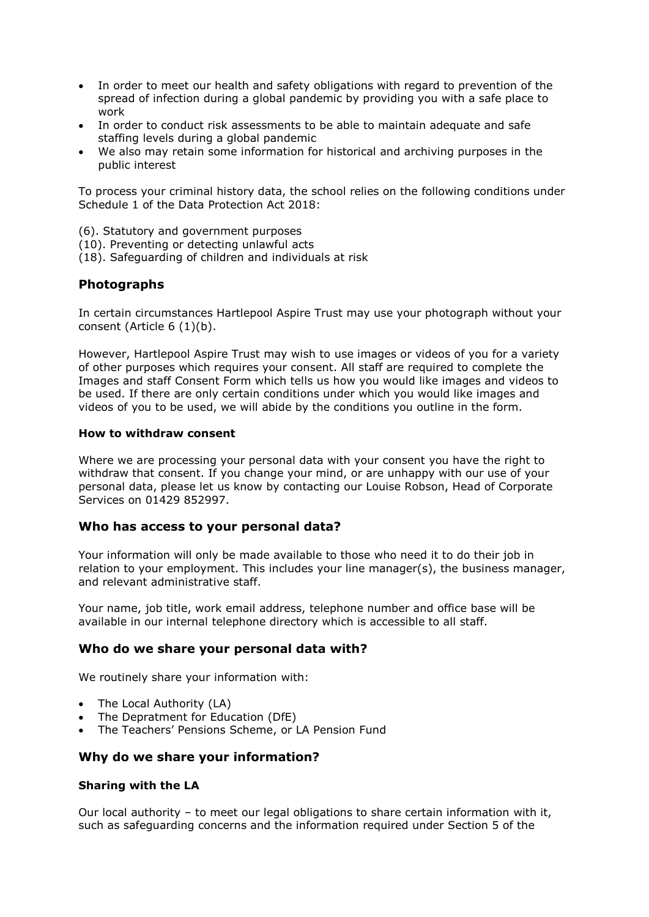- In order to meet our health and safety obligations with regard to prevention of the spread of infection during a global pandemic by providing you with a safe place to work
- In order to conduct risk assessments to be able to maintain adequate and safe staffing levels during a global pandemic
- We also may retain some information for historical and archiving purposes in the public interest

To process your criminal history data, the school relies on the following conditions under Schedule 1 of the Data Protection Act 2018:

(6). Statutory and government purposes
(10). Preventing or detecting unlawful acts
(18). Safeguarding of children and individuals at risk

## Photographs

In certain circumstances Hartlepool Aspire Trust may use your photograph without your consent (Article 6 (1)(b).

However, Hartlepool Aspire Trust may wish to use images or videos of you for a variety of other purposes which requires your consent. All staff are required to complete the Images and staff Consent Form which tells us how you would like images and videos to be used. If there are only certain conditions under which you would like images and videos of you to be used, we will abide by the conditions you outline in the form.

### How to withdraw consent

Where we are processing your personal data with your consent you have the right to withdraw that consent. If you change your mind, or are unhappy with our use of your personal data, please let us know by contacting our Louise Robson, Head of Corporate Services on 01429 852997.

## Who has access to your personal data?

Your information will only be made available to those who need it to do their job in relation to your employment. This includes your line manager(s), the business manager, and relevant administrative staff.

Your name, job title, work email address, telephone number and office base will be available in our internal telephone directory which is accessible to all staff.

## Who do we share your personal data with?

We routinely share your information with:

- The Local Authority (LA)
- The Depratment for Education (DfE)
- The Teachers' Pensions Scheme, or LA Pension Fund

## Why do we share your information?

### Sharing with the LA

Our local authority – to meet our legal obligations to share certain information with it, such as safeguarding concerns and the information required under Section 5 of the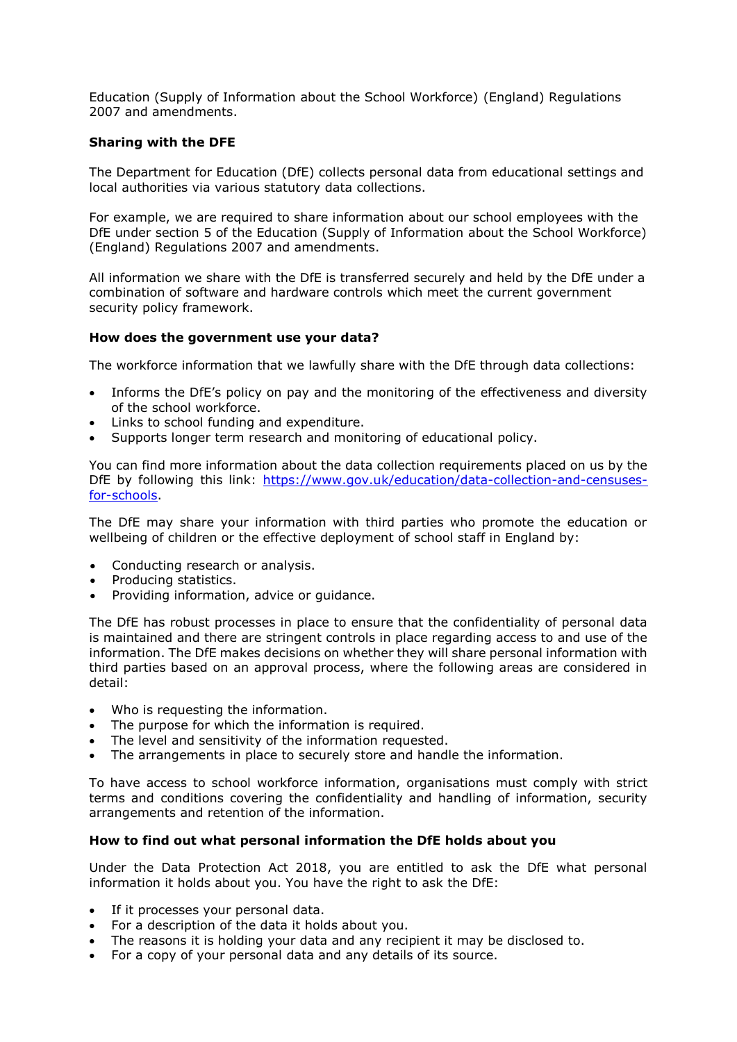Education (Supply of Information about the School Workforce) (England) Regulations 2007 and amendments.

**Sharing with the DFE**

The Department for Education (DfE) collects personal data from educational settings and local authorities via various statutory data collections.

For example, we are required to share information about our school employees with the DfE under section 5 of the Education (Supply of Information about the School Workforce) (England) Regulations 2007 and amendments.

All information we share with the DfE is transferred securely and held by the DfE under a combination of software and hardware controls which meet the current government security policy framework.

**How does the government use your data?**

The workforce information that we lawfully share with the DfE through data collections:

- Informs the DfE's policy on pay and the monitoring of the effectiveness and diversity of the school workforce.
- Links to school funding and expenditure.
- Supports longer term research and monitoring of educational policy.

You can find more information about the data collection requirements placed on us by the DfE by following this link: [https://www.gov.uk/education/data-collection-and-censuses-for-schools](https://www.gov.uk/education/data-collection-and-censuses-for-schools).

The DfE may share your information with third parties who promote the education or wellbeing of children or the effective deployment of school staff in England by:

- Conducting research or analysis.
- Producing statistics.
- Providing information, advice or guidance.

The DfE has robust processes in place to ensure that the confidentiality of personal data is maintained and there are stringent controls in place regarding access to and use of the information. The DfE makes decisions on whether they will share personal information with third parties based on an approval process, where the following areas are considered in detail:

- Who is requesting the information.
- The purpose for which the information is required.
- The level and sensitivity of the information requested.
- The arrangements in place to securely store and handle the information.

To have access to school workforce information, organisations must comply with strict terms and conditions covering the confidentiality and handling of information, security arrangements and retention of the information.

**How to find out what personal information the DfE holds about you**

Under the Data Protection Act 2018, you are entitled to ask the DfE what personal information it holds about you. You have the right to ask the DfE:

- If it processes your personal data.
- For a description of the data it holds about you.
- The reasons it is holding your data and any recipient it may be disclosed to.
- For a copy of your personal data and any details of its source.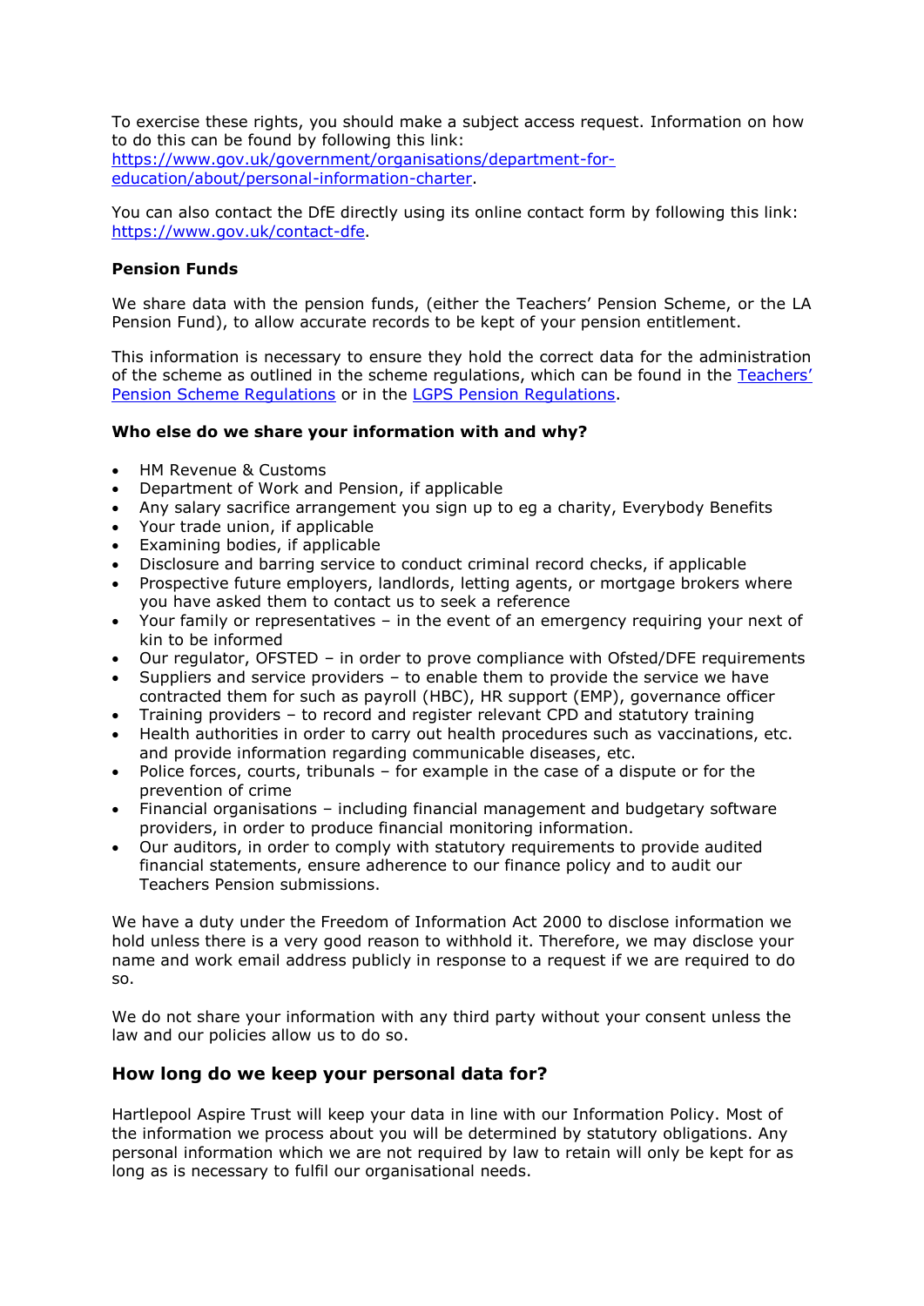To exercise these rights, you should make a subject access request. Information on how to do this can be found by following this link: [https://www.gov.uk/government/organisations/department-for-education/about/personal-information-charter](https://www.gov.uk/government/organisations/department-for-education/about/personal-information-charter).

You can also contact the DfE directly using its online contact form by following this link: [https://www.gov.uk/contact-dfe](https://www.gov.uk/contact-dfe).

**Pension Funds**

We share data with the pension funds, (either the Teachers' Pension Scheme, or the LA Pension Fund), to allow accurate records to be kept of your pension entitlement.

This information is necessary to ensure they hold the correct data for the administration of the scheme as outlined in the scheme regulations, which can be found in the Teachers' Pension Scheme Regulations or in the LGPS Pension Regulations.

**Who else do we share your information with and why?**

- HM Revenue & Customs
- Department of Work and Pension, if applicable
- Any salary sacrifice arrangement you sign up to eg a charity, Everybody Benefits
- Your trade union, if applicable
- Examining bodies, if applicable
- Disclosure and barring service to conduct criminal record checks, if applicable
- Prospective future employers, landlords, letting agents, or mortgage brokers where you have asked them to contact us to seek a reference
- Your family or representatives – in the event of an emergency requiring your next of kin to be informed
- Our regulator, OFSTED – in order to prove compliance with Ofsted/DFE requirements
- Suppliers and service providers – to enable them to provide the service we have contracted them for such as payroll (HBC), HR support (EMP), governance officer
- Training providers – to record and register relevant CPD and statutory training
- Health authorities in order to carry out health procedures such as vaccinations, etc. and provide information regarding communicable diseases, etc.
- Police forces, courts, tribunals – for example in the case of a dispute or for the prevention of crime
- Financial organisations – including financial management and budgetary software providers, in order to produce financial monitoring information.
- Our auditors, in order to comply with statutory requirements to provide audited financial statements, ensure adherence to our finance policy and to audit our Teachers Pension submissions.

We have a duty under the Freedom of Information Act 2000 to disclose information we hold unless there is a very good reason to withhold it. Therefore, we may disclose your name and work email address publicly in response to a request if we are required to do so.

We do not share your information with any third party without your consent unless the law and our policies allow us to do so.

## How long do we keep your personal data for?

Hartlepool Aspire Trust will keep your data in line with our Information Policy. Most of the information we process about you will be determined by statutory obligations. Any personal information which we are not required by law to retain will only be kept for as long as is necessary to fulfil our organisational needs.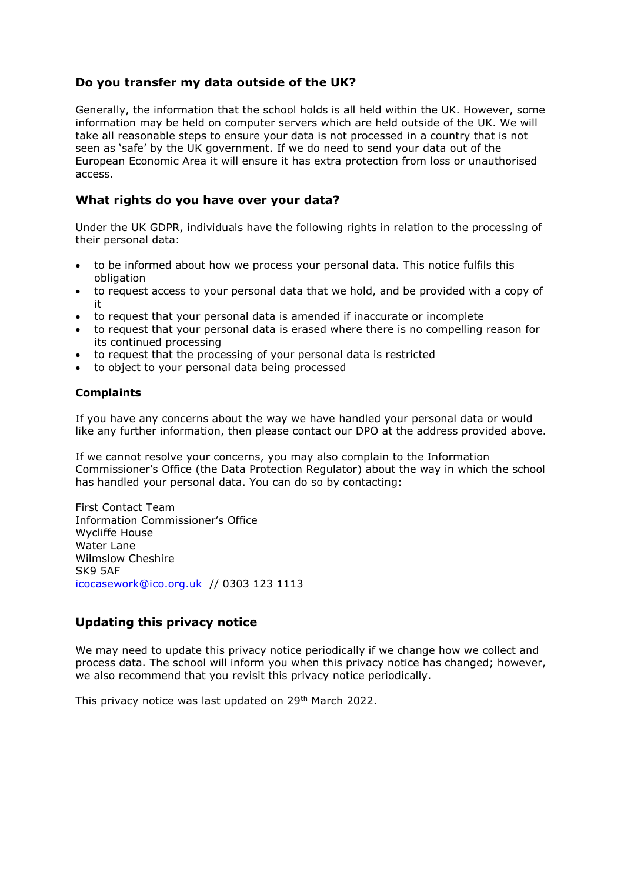## Do you transfer my data outside of the UK?

Generally, the information that the school holds is all held within the UK. However, some information may be held on computer servers which are held outside of the UK. We will take all reasonable steps to ensure your data is not processed in a country that is not seen as 'safe' by the UK government. If we do need to send your data out of the European Economic Area it will ensure it has extra protection from loss or unauthorised access.

## What rights do you have over your data?

Under the UK GDPR, individuals have the following rights in relation to the processing of their personal data:

- to be informed about how we process your personal data. This notice fulfils this obligation
- to request access to your personal data that we hold, and be provided with a copy of it
- to request that your personal data is amended if inaccurate or incomplete
- to request that your personal data is erased where there is no compelling reason for its continued processing
- to request that the processing of your personal data is restricted
- to object to your personal data being processed

### Complaints

If you have any concerns about the way we have handled your personal data or would like any further information, then please contact our DPO at the address provided above.

If we cannot resolve your concerns, you may also complain to the Information Commissioner's Office (the Data Protection Regulator) about the way in which the school has handled your personal data. You can do so by contacting:

First Contact Team
Information Commissioner's Office
Wycliffe House
Water Lane
Wilmslow Cheshire
SK9 5AF
icocasework@ico.org.uk // 0303 123 1113

## Updating this privacy notice

We may need to update this privacy notice periodically if we change how we collect and process data. The school will inform you when this privacy notice has changed; however, we also recommend that you revisit this privacy notice periodically.

This privacy notice was last updated on 29th March 2022.